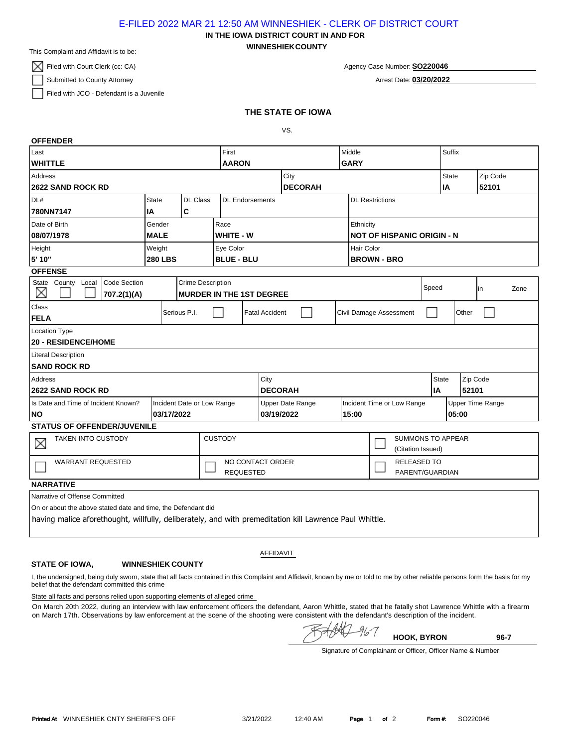E-FILED 2022 MAR 21 12:50 AM WINNESHIEK - CLERK OF DISTRICT COURT

**IN THE IOWA DISTRICT COURT IN AND FOR**
**WINNESHIEK COUNTY**

This Complaint and Affidavit is to be:

- [x] Filed with Court Clerk (cc: CA)
- [ ] Submitted to County Attorney
- [ ] Filed with JCO - Defendant is a Juvenile

Agency Case Number: **SO220046**
Arrest Date: **03/20/2022**

## THE STATE OF IOWA

VS.

### OFFENDER

| Last | First | Middle | Suffix |
|---|---|---|---|
| **WHITTLE** | **AARON** | **GARY** | |

| Address | City | State | Zip Code |
|---|---|---|---|
| **2622 SAND ROCK RD** | **DECORAH** | **IA** | **52101** |

| DL# | State | DL Class | DL Endorsements | DL Restrictions |
|---|---|---|---|---|
| **780NN7147** | **IA** | **C** | | |

| Date of Birth | Gender | Race | Ethnicity |
|---|---|---|---|
| **08/07/1978** | **MALE** | **WHITE - W** | **NOT OF HISPANIC ORIGIN - N** |

| Height | Weight | Eye Color | Hair Color |
|---|---|---|---|
| **5' 10"** | **280 LBS** | **BLUE - BLU** | **BROWN - BRO** |

### OFFENSE

| State | County | Local | Code Section | Crime Description | Speed | in | Zone |
|---|---|---|---|---|---|---|---|
| [x] | [ ] | [ ] | **707.2(1)(A)** | **MURDER IN THE 1ST DEGREE** | | | |

| Class | Serious P.I. | Fatal Accident | Civil Damage Assessment | Other |
|---|---|---|---|---|
| **FELA** | [ ] | [ ] | [ ] | [ ] |

Location Type
**20 - RESIDENCE/HOME**

Literal Description
**SAND ROCK RD**

| Address | City | State | Zip Code |
|---|---|---|---|
| **2622 SAND ROCK RD** | **DECORAH** | **IA** | **52101** |

| Is Date and Time of Incident Known? | Incident Date or Low Range | Upper Date Range | Incident Time or Low Range | Upper Time Range |
|---|---|---|---|---|
| **NO** | **03/17/2022** | **03/19/2022** | **15:00** | **05:00** |

### STATUS OF OFFENDER/JUVENILE

- [x] TAKEN INTO CUSTODY
- CUSTODY
- [ ] SUMMONS TO APPEAR (Citation Issued)
- [ ] WARRANT REQUESTED
- [ ] NO CONTACT ORDER REQUESTED
- [ ] RELEASED TO PARENT/GUARDIAN

### NARRATIVE

Narrative of Offense Committed

On or about the above stated date and time, the Defendant did

having malice aforethought, willfully, deliberately, and with premeditation kill Lawrence Paul Whittle.

AFFIDAVIT

**STATE OF IOWA, WINNESHIEK COUNTY**

I, the undersigned, being duly sworn, state that all facts contained in this Complaint and Affidavit, known by me or told to me by other reliable persons form the basis for my belief that the defendant committed this crime

State all facts and persons relied upon supporting elements of alleged crime

On March 20th 2022, during an interview with law enforcement officers the defendant, Aaron Whittle, stated that he fatally shot Lawrence Whittle with a firearm on March 17th. Observations by law enforcement at the scene of the shooting were consistent with the defendant's description of the incident.

[Signature] 96-7 **HOOK, BYRON** **96-7**

Signature of Complainant or Officer, Officer Name & Number

**Printed At** WINNESHIEK CNTY SHERIFF'S OFF 3/21/2022 12:40 AM **Form #:** SO220046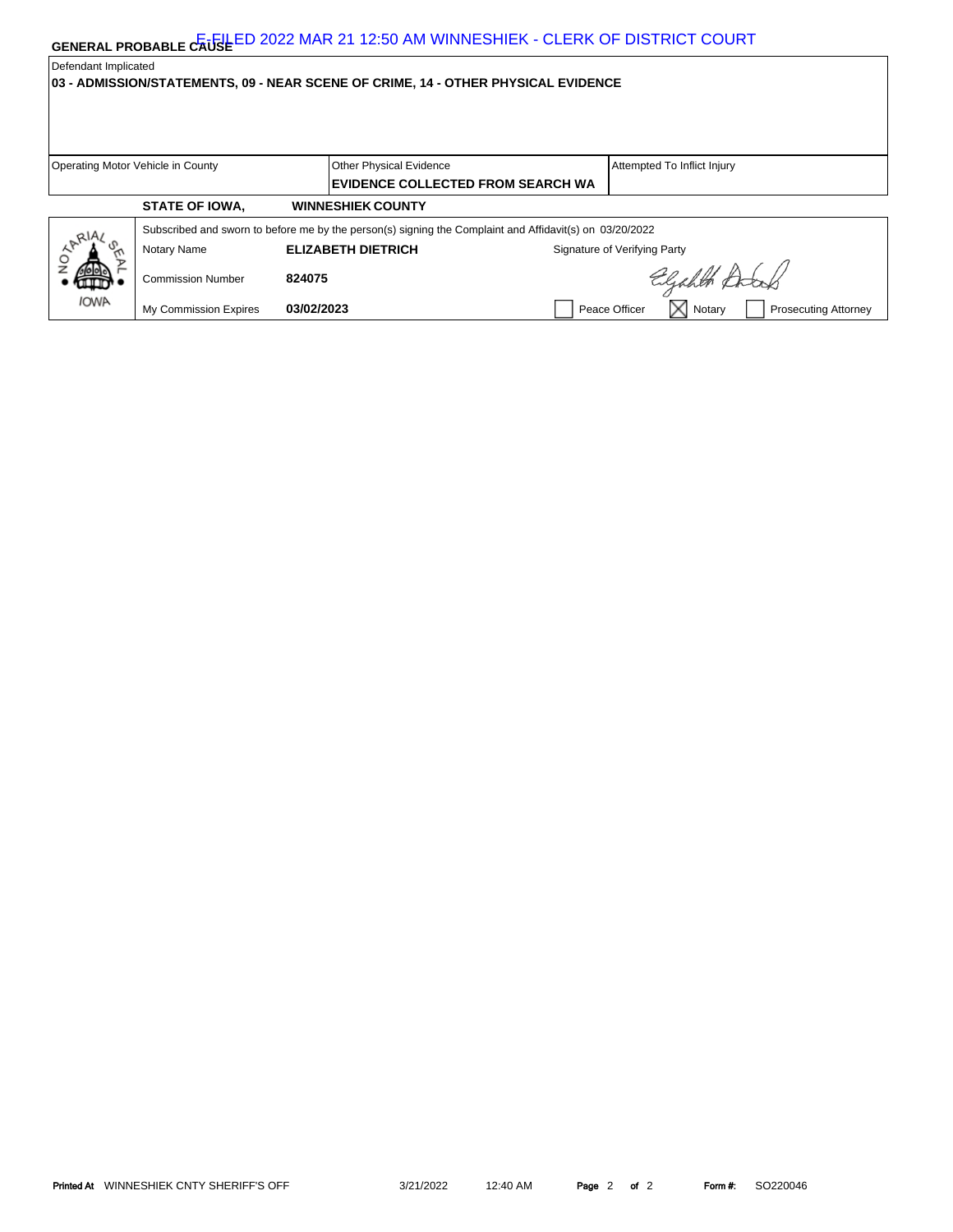GENERAL PROBABLE CAUSE

E-FILED 2022 MAR 21 12:50 AM WINNESHIEK - CLERK OF DISTRICT COURT

| Defendant Implicated | | |
|---|---|---|
| **03 - ADMISSION/STATEMENTS, 09 - NEAR SCENE OF CRIME, 14 - OTHER PHYSICAL EVIDENCE** | | |
| Operating Motor Vehicle in County | Other Physical Evidence<br>**EVIDENCE COLLECTED FROM SEARCH WA** | Attempted To Inflict Injury |

**STATE OF IOWA, WINNESHIEK COUNTY**

Subscribed and sworn to before me by the person(s) signing the Complaint and Affidavit(s) on 03/20/2022

| | | |
|---|---|---|
| Notary Name | **ELIZABETH DIETRICH** | Signature of Verifying Party |
| Commission Number | **824075** | |
| My Commission Expires | **03/02/2023** | ☐ Peace Officer ☒ Notary ☐ Prosecuting Attorney |

NOTARIAL SEAL IOWA

Printed At WINNESHIEK CNTY SHERIFF'S OFF 3/21/2022 12:40 AM Form #: SO220046